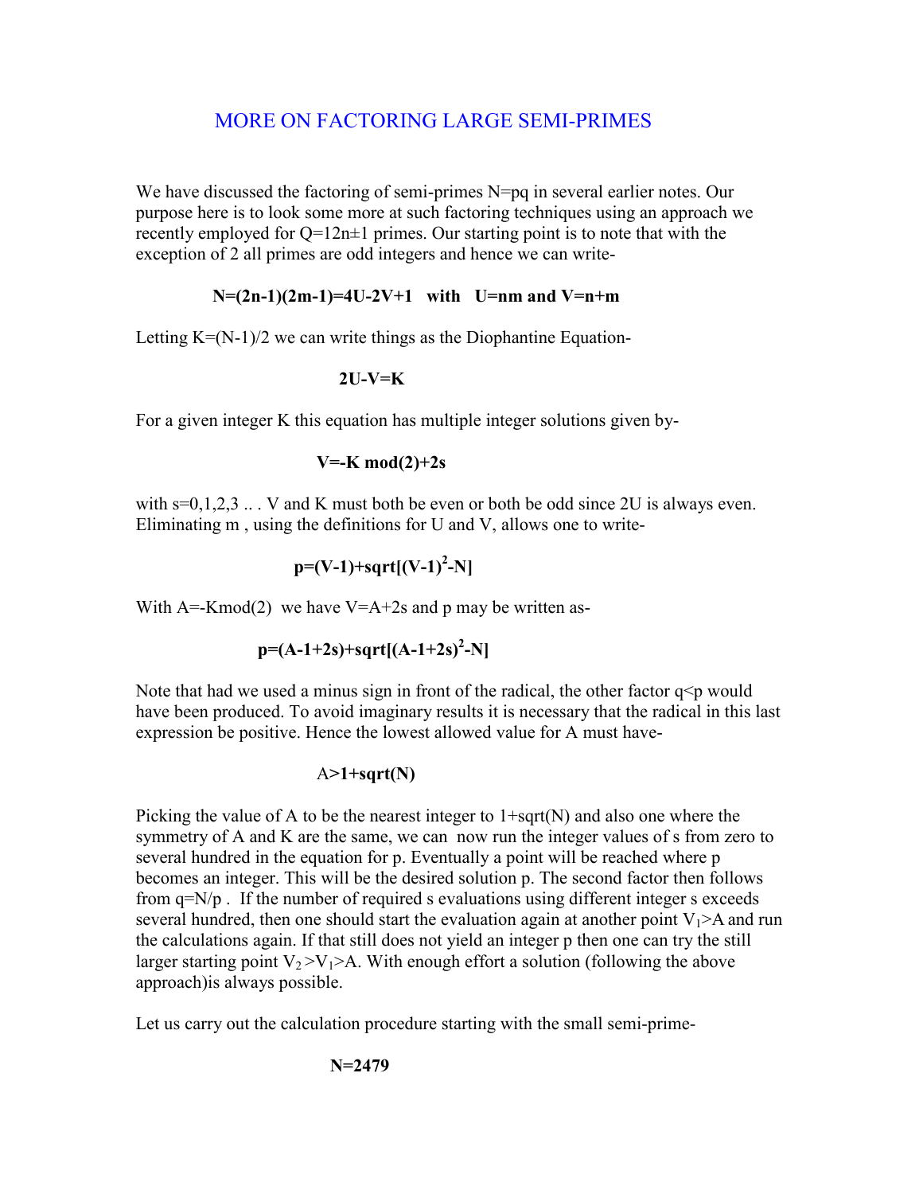# MORE ON FACTORING LARGE SEMI-PRIMES

We have discussed the factoring of semi-primes N=pq in several earlier notes. Our purpose here is to look some more at such factoring techniques using an approach we recently employed for $Q=12n\pm1$ primes. Our starting point is to note that with the exception of 2 all primes are odd integers and hence we can write-

$$N=(2n-1)(2m-1)=4U-2V+1 \quad \text{with} \quad U=nm \text{ and } V=n+m$$

Letting K=(N-1)/2 we can write things as the Diophantine Equation-

$$2U-V=K$$

For a given integer K this equation has multiple integer solutions given by-

$$V=-K \bmod(2)+2s$$

with s=0,1,2,3 .. . V and K must both be even or both be odd since 2U is always even. Eliminating m , using the definitions for U and V, allows one to write-

$$p=(V-1)+\text{sqrt}[(V-1)^2-N]$$

With A=-Kmod(2) we have V=A+2s and p may be written as-

$$p=(A-1+2s)+\text{sqrt}[(A-1+2s)^2-N]$$

Note that had we used a minus sign in front of the radical, the other factor q<p would have been produced. To avoid imaginary results it is necessary that the radical in this last expression be positive. Hence the lowest allowed value for A must have-

$$A>1+\text{sqrt}(N)$$

Picking the value of A to be the nearest integer to 1+sqrt(N) and also one where the symmetry of A and K are the same, we can now run the integer values of s from zero to several hundred in the equation for p. Eventually a point will be reached where p becomes an integer. This will be the desired solution p. The second factor then follows from q=N/p . If the number of required s evaluations using different integer s exceeds several hundred, then one should start the evaluation again at another point $V_1>A$ and run the calculations again. If that still does not yield an integer p then one can try the still larger starting point $V_2>V_1>A$. With enough effort a solution (following the above approach)is always possible.

Let us carry out the calculation procedure starting with the small semi-prime-

$$N=2479$$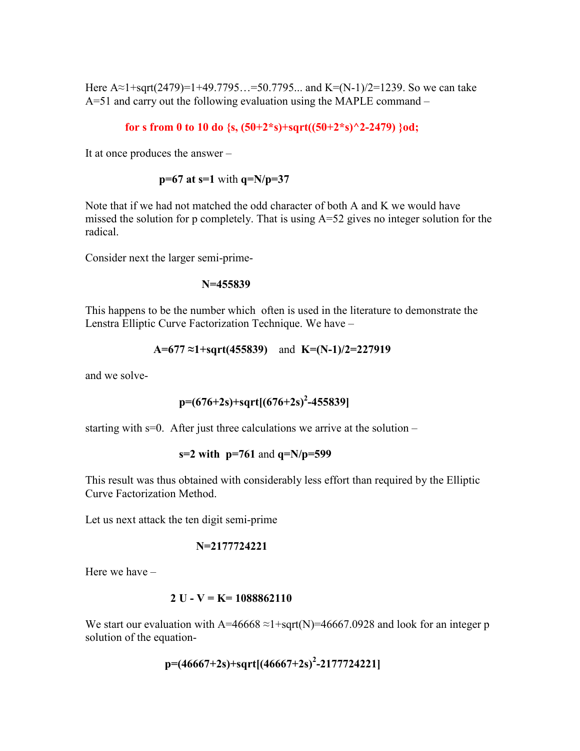Here $A \approx 1+\sqrt{2479}=1+49.7795\ldots=50.7795\ldots$ and $K=(N-1)/2=1239$. So we can take $A=51$ and carry out the following evaluation using the MAPLE command –

```
for s from 0 to 10 do {s, (50+2*s)+sqrt((50+2*s)^2-2479) }od;
```

It at once produces the answer –

$$p=67 \text{ at } s=1 \text{ with } q=N/p=37$$

Note that if we had not matched the odd character of both A and K we would have missed the solution for p completely. That is using A=52 gives no integer solution for the radical.

Consider next the larger semi-prime-

$$N=455839$$

This happens to be the number which often is used in the literature to demonstrate the Lenstra Elliptic Curve Factorization Technique. We have –

$$A=677 \approx 1+\sqrt{455839} \quad \text{and} \quad K=(N-1)/2=227919$$

and we solve-

$$p=(676+2s)+\sqrt{(676+2s)^2-455839}$$

starting with s=0. After just three calculations we arrive at the solution –

$$s=2 \text{ with } p=761 \text{ and } q=N/p=599$$

This result was thus obtained with considerably less effort than required by the Elliptic Curve Factorization Method.

Let us next attack the ten digit semi-prime

$$N=2177724221$$

Here we have –

$$2U - V = K= 1088862110$$

We start our evaluation with $A=46668 \approx 1+\sqrt{N}=46667.0928$ and look for an integer p solution of the equation-

$$p=(46667+2s)+\sqrt{(46667+2s)^2-2177724221}$$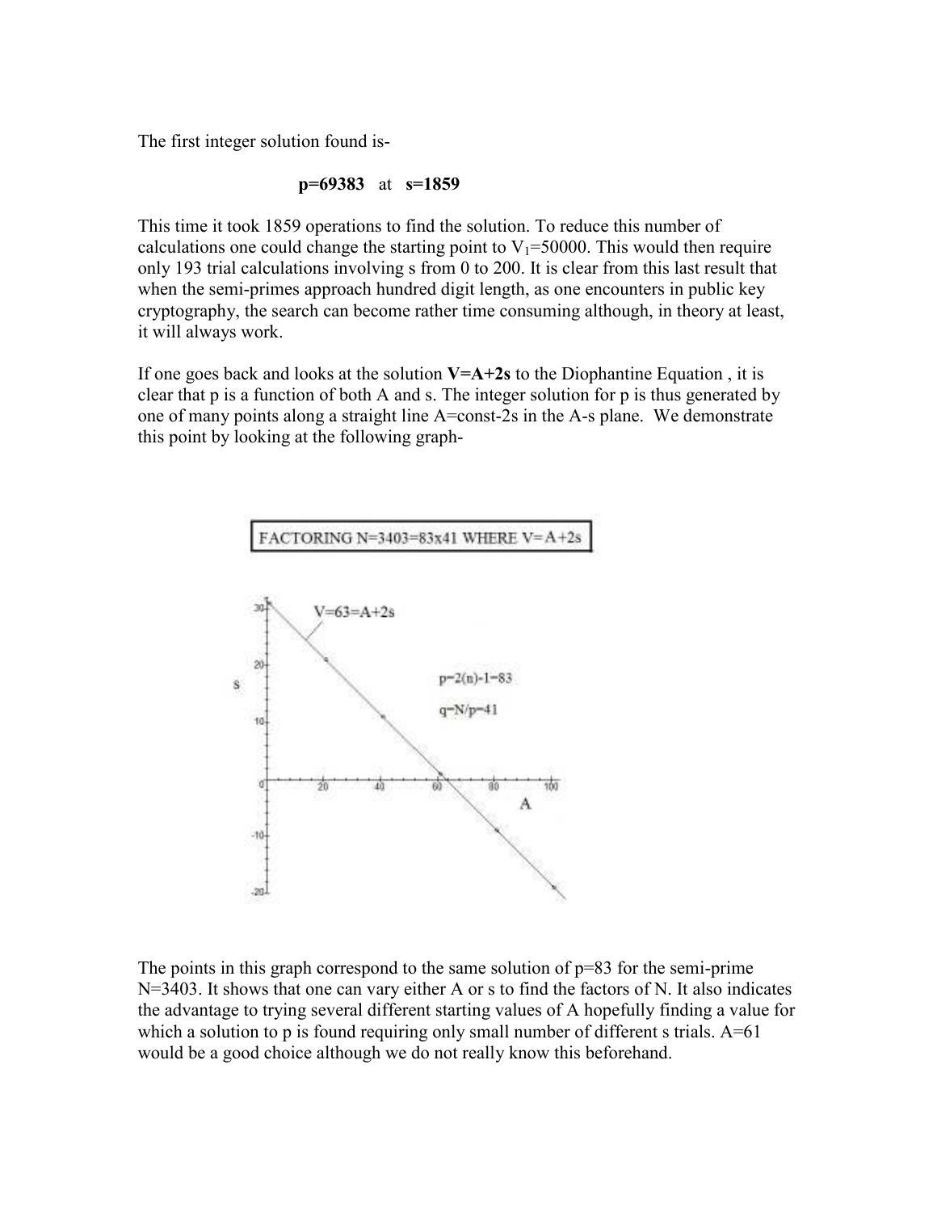The first integer solution found is-

$$p=69383 \quad \text{at} \quad s=1859$$

This time it took 1859 operations to find the solution. To reduce this number of calculations one could change the starting point to $V_1=50000$. This would then require only 193 trial calculations involving s from 0 to 200. It is clear from this last result that when the semi-primes approach hundred digit length, as one encounters in public key cryptography, the search can become rather time consuming although, in theory at least, it will always work.

If one goes back and looks at the solution $\mathbf{V=A+2s}$ to the Diophantine Equation , it is clear that p is a function of both A and s. The integer solution for p is thus generated by one of many points along a straight line A=const-2s in the A-s plane. We demonstrate this point by looking at the following graph-

FACTORING N=3403=83x41 WHERE V=A+2s

The points in this graph correspond to the same solution of p=83 for the semi-prime N=3403. It shows that one can vary either A or s to find the factors of N. It also indicates the advantage to trying several different starting values of A hopefully finding a value for which a solution to p is found requiring only small number of different s trials. A=61 would be a good choice although we do not really know this beforehand.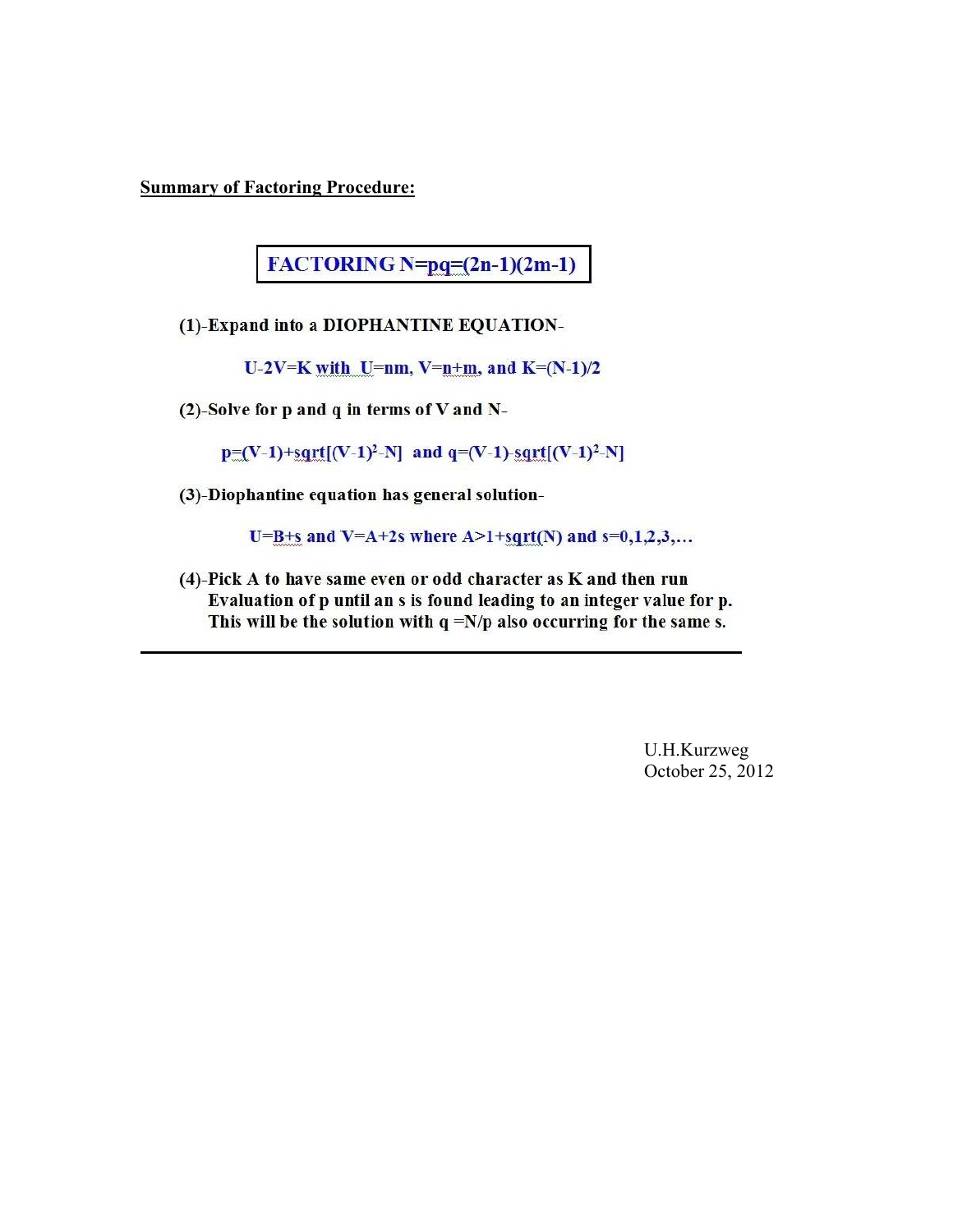**Summary of Factoring Procedure:**

**FACTORING $N=pq=(2n-1)(2m-1)$**

(1)-Expand into a DIOPHANTINE EQUATION-

$$U-2V=K \text{ with } U=nm,\ V=n+m, \text{ and } K=(N-1)/2$$

(2)-Solve for p and q in terms of V and N-

$$p=(V-1)+\text{sqrt}[(V-1)^2-N] \text{ and } q=(V-1)-\text{sqrt}[(V-1)^2-N]$$

(3)-Diophantine equation has general solution-

$$U=B+s \text{ and } V=A+2s \text{ where } A>1+\text{sqrt}(N) \text{ and } s=0,1,2,3,\ldots$$

(4)-Pick A to have same even or odd character as K and then run Evaluation of p until an s is found leading to an integer value for p. This will be the solution with $q=N/p$ also occurring for the same s.

---

U.H.Kurzweg
October 25, 2012